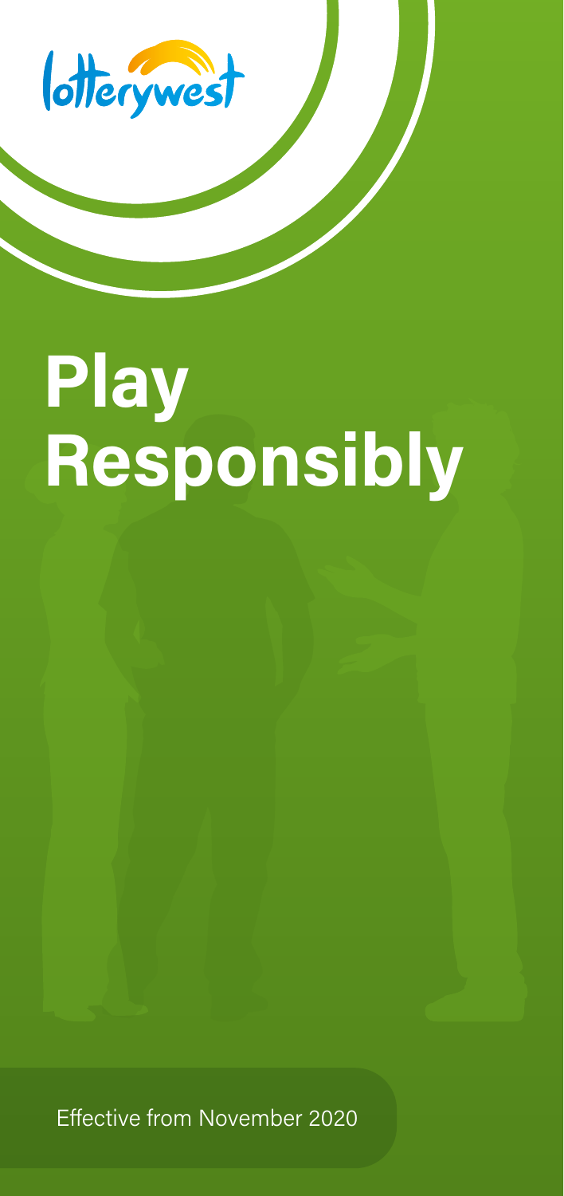lotterywest

# Play Responsibly

Effective from November 2020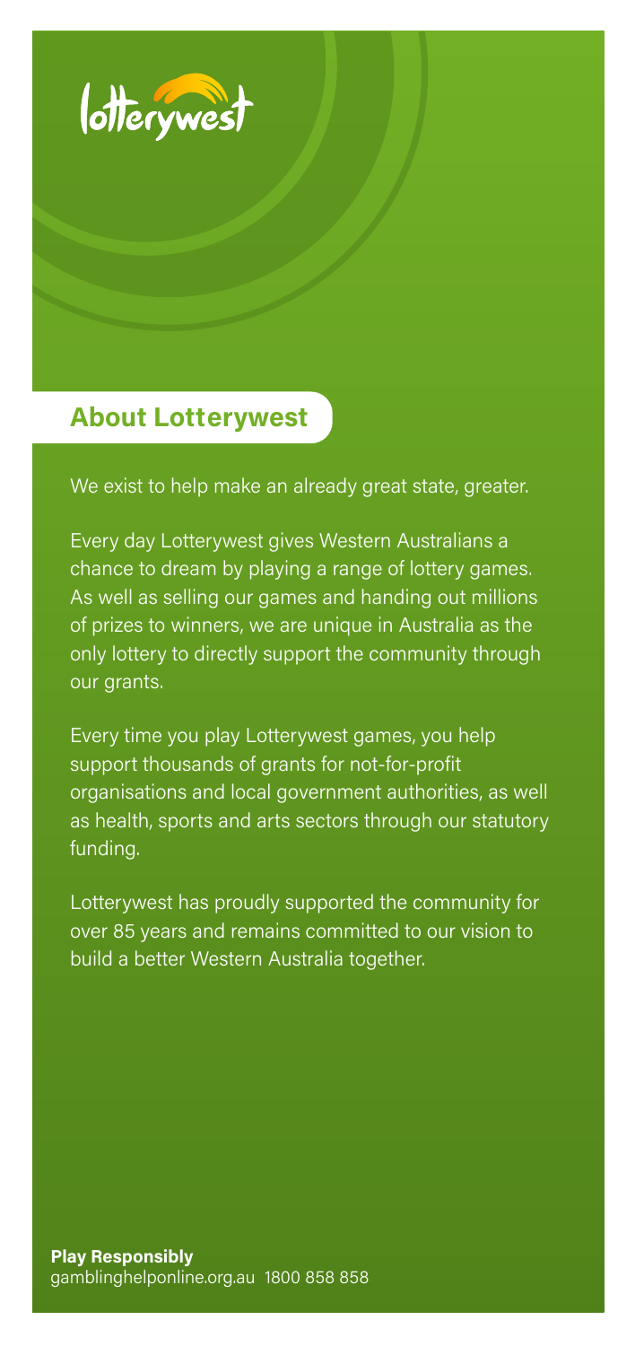## About Lotterywest

We exist to help make an already great state, greater.

Every day Lotterywest gives Western Australians a chance to dream by playing a range of lottery games. As well as selling our games and handing out millions of prizes to winners, we are unique in Australia as the only lottery to directly support the community through our grants.

Every time you play Lotterywest games, you help support thousands of grants for not-for-profit organisations and local government authorities, as well as health, sports and arts sectors through our statutory funding.

Lotterywest has proudly supported the community for over 85 years and remains committed to our vision to build a better Western Australia together.

**Play Responsibly**
gamblinghelponline.org.au 1800 858 858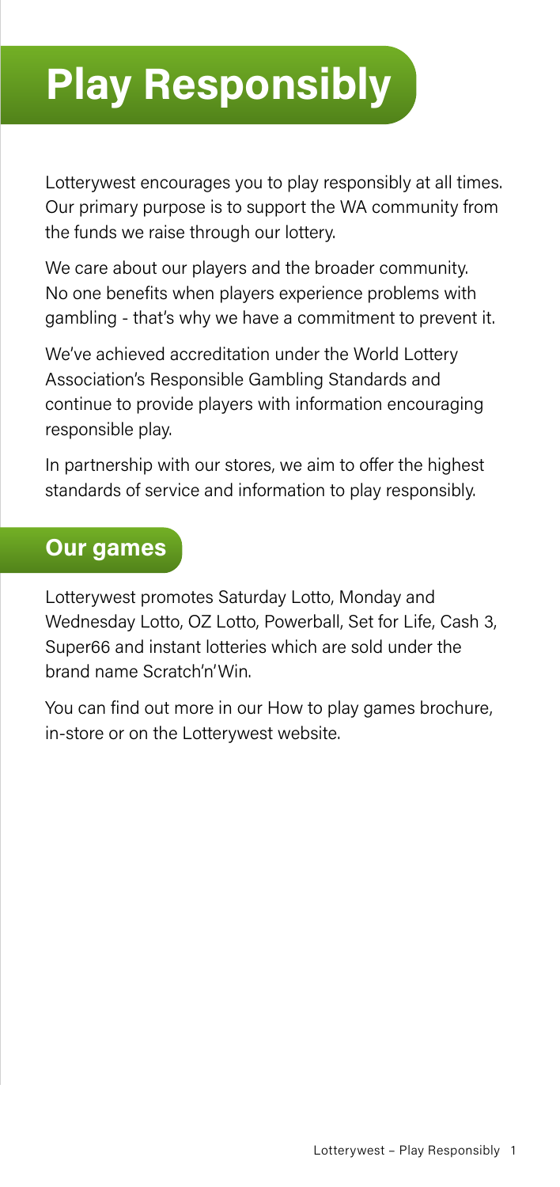# Play Responsibly

Lotterywest encourages you to play responsibly at all times. Our primary purpose is to support the WA community from the funds we raise through our lottery.

We care about our players and the broader community. No one benefits when players experience problems with gambling - that's why we have a commitment to prevent it.

We've achieved accreditation under the World Lottery Association's Responsible Gambling Standards and continue to provide players with information encouraging responsible play.

In partnership with our stores, we aim to offer the highest standards of service and information to play responsibly.

## Our games

Lotterywest promotes Saturday Lotto, Monday and Wednesday Lotto, OZ Lotto, Powerball, Set for Life, Cash 3, Super66 and instant lotteries which are sold under the brand name Scratch'n'Win.

You can find out more in our How to play games brochure, in-store or on the Lotterywest website.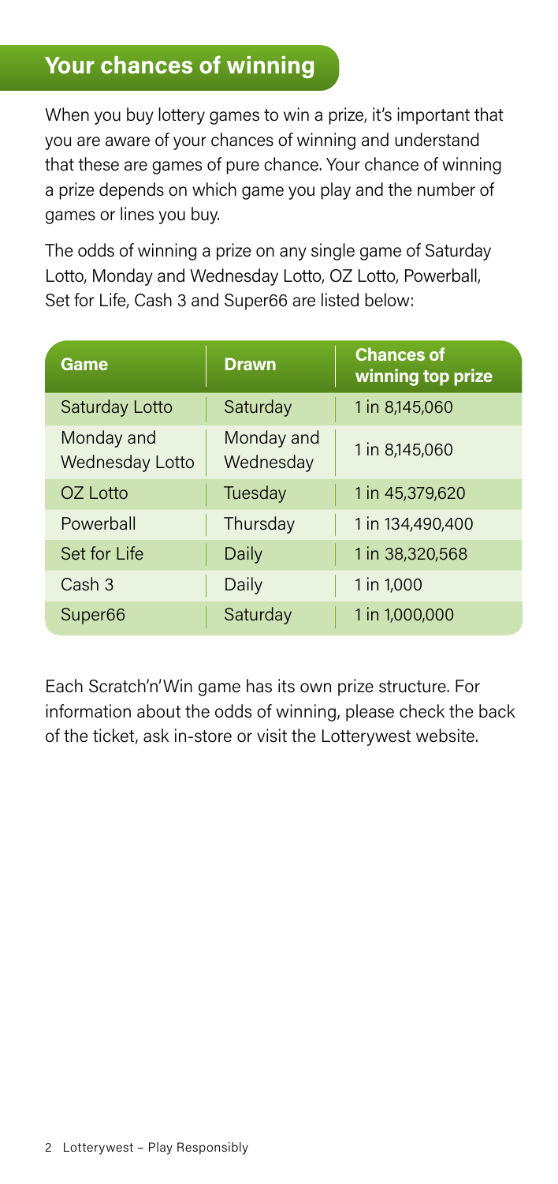## Your chances of winning

When you buy lottery games to win a prize, it's important that you are aware of your chances of winning and understand that these are games of pure chance. Your chance of winning a prize depends on which game you play and the number of games or lines you buy.

The odds of winning a prize on any single game of Saturday Lotto, Monday and Wednesday Lotto, OZ Lotto, Powerball, Set for Life, Cash 3 and Super66 are listed below:

| Game | Drawn | Chances of winning top prize |
| --- | --- | --- |
| Saturday Lotto | Saturday | 1 in 8,145,060 |
| Monday and Wednesday Lotto | Monday and Wednesday | 1 in 8,145,060 |
| OZ Lotto | Tuesday | 1 in 45,379,620 |
| Powerball | Thursday | 1 in 134,490,400 |
| Set for Life | Daily | 1 in 38,320,568 |
| Cash 3 | Daily | 1 in 1,000 |
| Super66 | Saturday | 1 in 1,000,000 |

Each Scratch'n'Win game has its own prize structure. For information about the odds of winning, please check the back of the ticket, ask in-store or visit the Lotterywest website.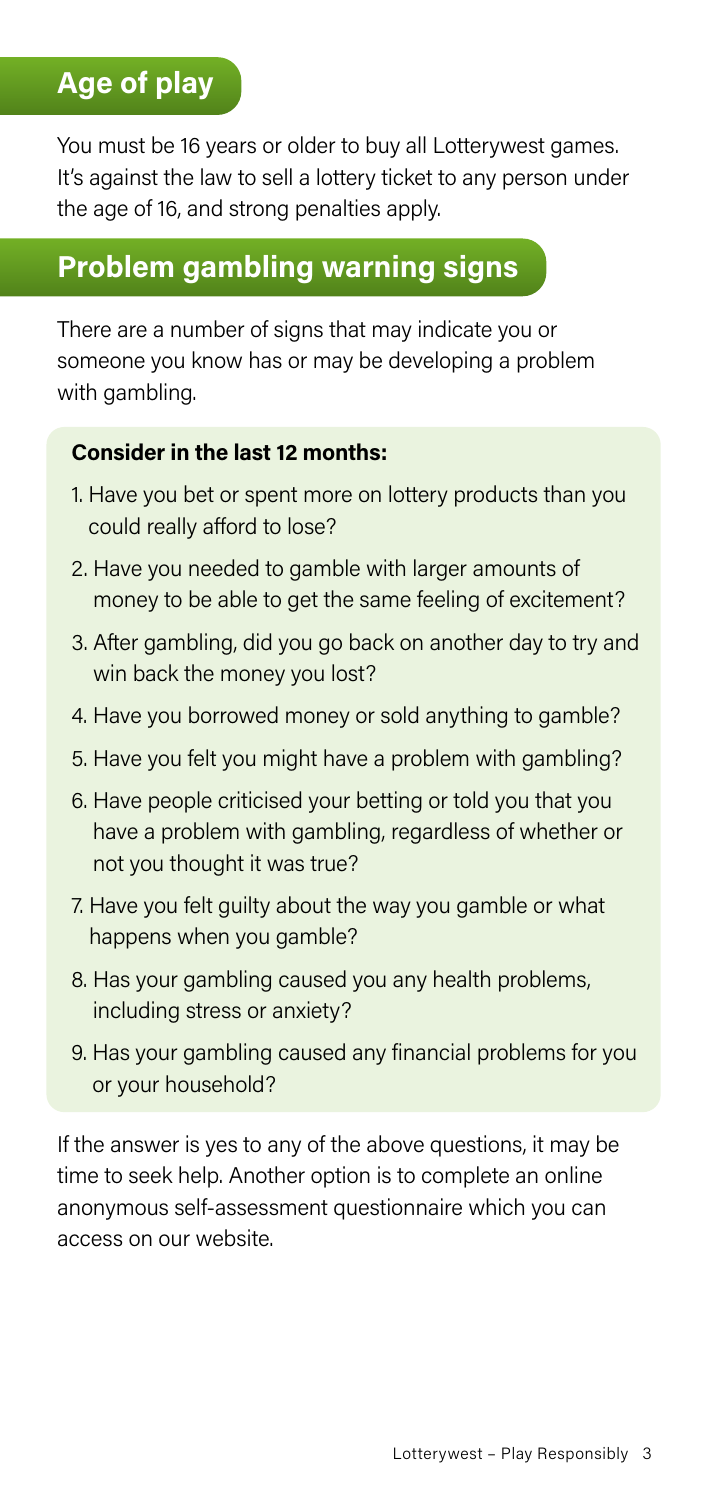## Age of play

You must be 16 years or older to buy all Lotterywest games. It's against the law to sell a lottery ticket to any person under the age of 16, and strong penalties apply.

## Problem gambling warning signs

There are a number of signs that may indicate you or someone you know has or may be developing a problem with gambling.

**Consider in the last 12 months:**

1. Have you bet or spent more on lottery products than you could really afford to lose?
2. Have you needed to gamble with larger amounts of money to be able to get the same feeling of excitement?
3. After gambling, did you go back on another day to try and win back the money you lost?
4. Have you borrowed money or sold anything to gamble?
5. Have you felt you might have a problem with gambling?
6. Have people criticised your betting or told you that you have a problem with gambling, regardless of whether or not you thought it was true?
7. Have you felt guilty about the way you gamble or what happens when you gamble?
8. Has your gambling caused you any health problems, including stress or anxiety?
9. Has your gambling caused any financial problems for you or your household?

If the answer is yes to any of the above questions, it may be time to seek help. Another option is to complete an online anonymous self-assessment questionnaire which you can access on our website.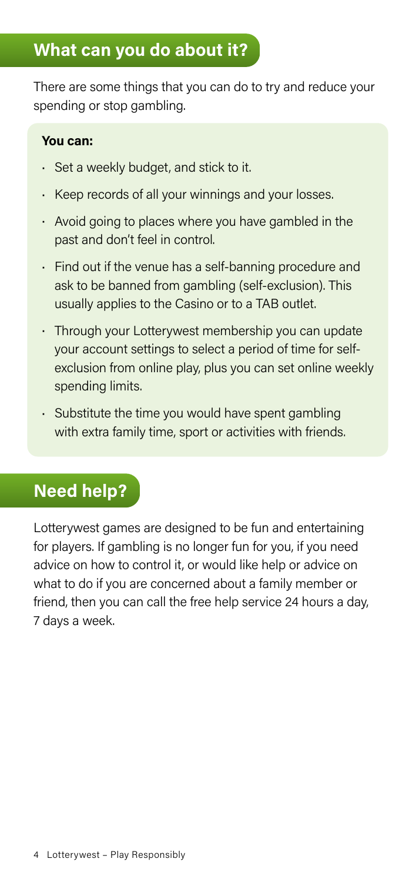## What can you do about it?

There are some things that you can do to try and reduce your spending or stop gambling.

**You can:**

- Set a weekly budget, and stick to it.
- Keep records of all your winnings and your losses.
- Avoid going to places where you have gambled in the past and don't feel in control.
- Find out if the venue has a self-banning procedure and ask to be banned from gambling (self-exclusion). This usually applies to the Casino or to a TAB outlet.
- Through your Lotterywest membership you can update your account settings to select a period of time for self-exclusion from online play, plus you can set online weekly spending limits.
- Substitute the time you would have spent gambling with extra family time, sport or activities with friends.

## Need help?

Lotterywest games are designed to be fun and entertaining for players. If gambling is no longer fun for you, if you need advice on how to control it, or would like help or advice on what to do if you are concerned about a family member or friend, then you can call the free help service 24 hours a day, 7 days a week.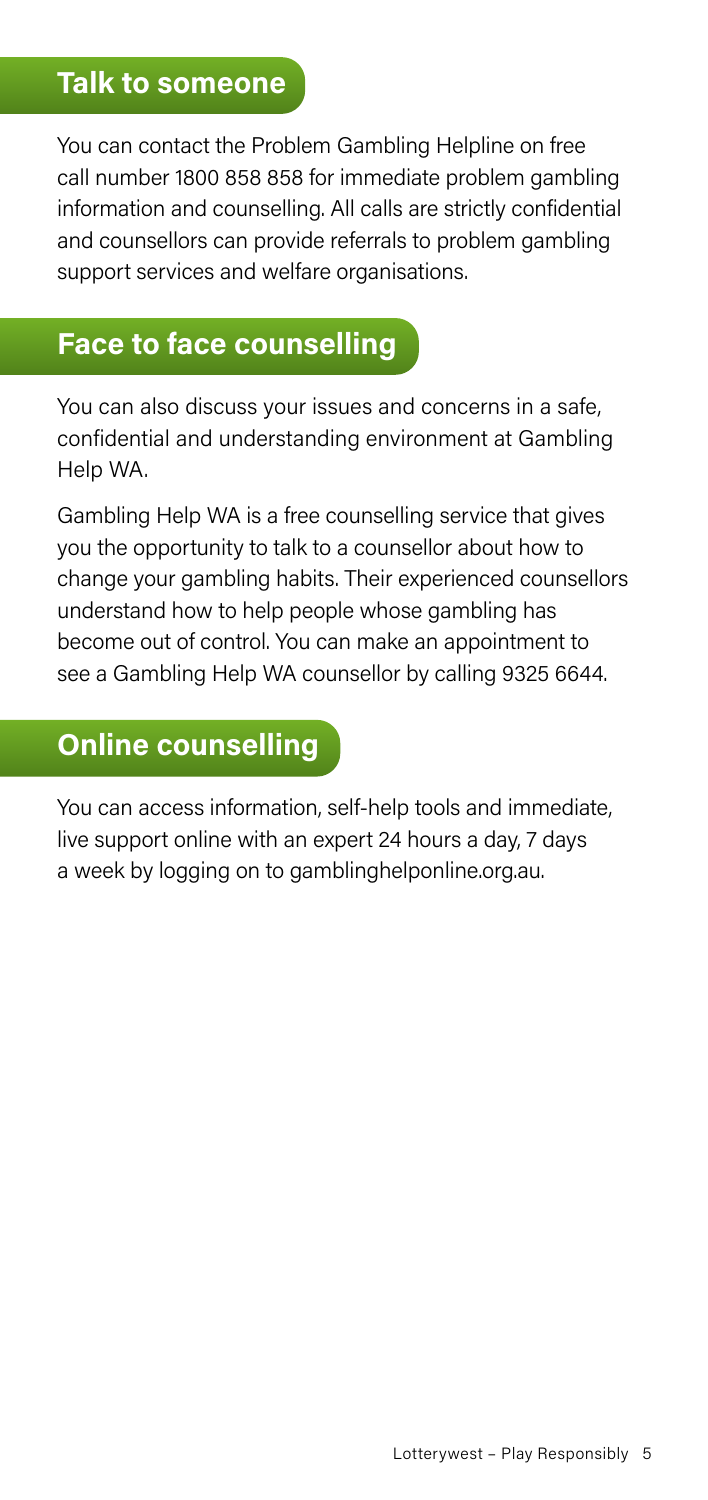## Talk to someone

You can contact the Problem Gambling Helpline on free call number 1800 858 858 for immediate problem gambling information and counselling. All calls are strictly confidential and counsellors can provide referrals to problem gambling support services and welfare organisations.

## Face to face counselling

You can also discuss your issues and concerns in a safe, confidential and understanding environment at Gambling Help WA.

Gambling Help WA is a free counselling service that gives you the opportunity to talk to a counsellor about how to change your gambling habits. Their experienced counsellors understand how to help people whose gambling has become out of control. You can make an appointment to see a Gambling Help WA counsellor by calling 9325 6644.

## Online counselling

You can access information, self-help tools and immediate, live support online with an expert 24 hours a day, 7 days a week by logging on to gamblinghelponline.org.au.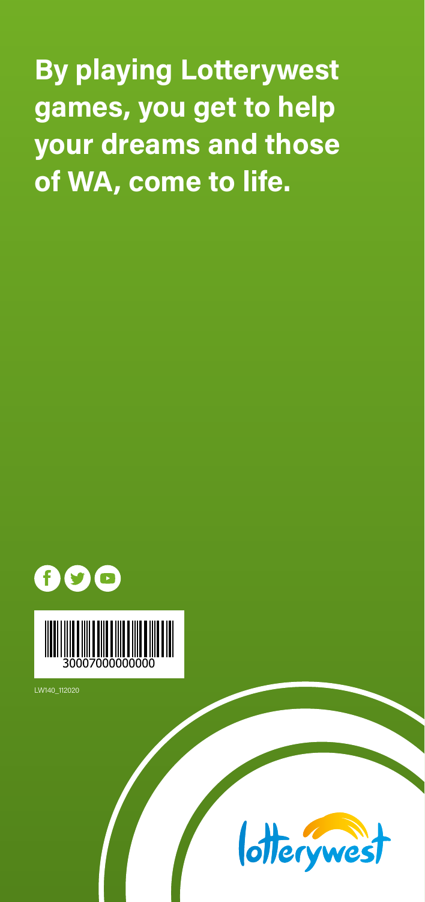# By playing Lotterywest games, you get to help your dreams and those of WA, come to life.

30007000000000

LW140_112020

lotterywest